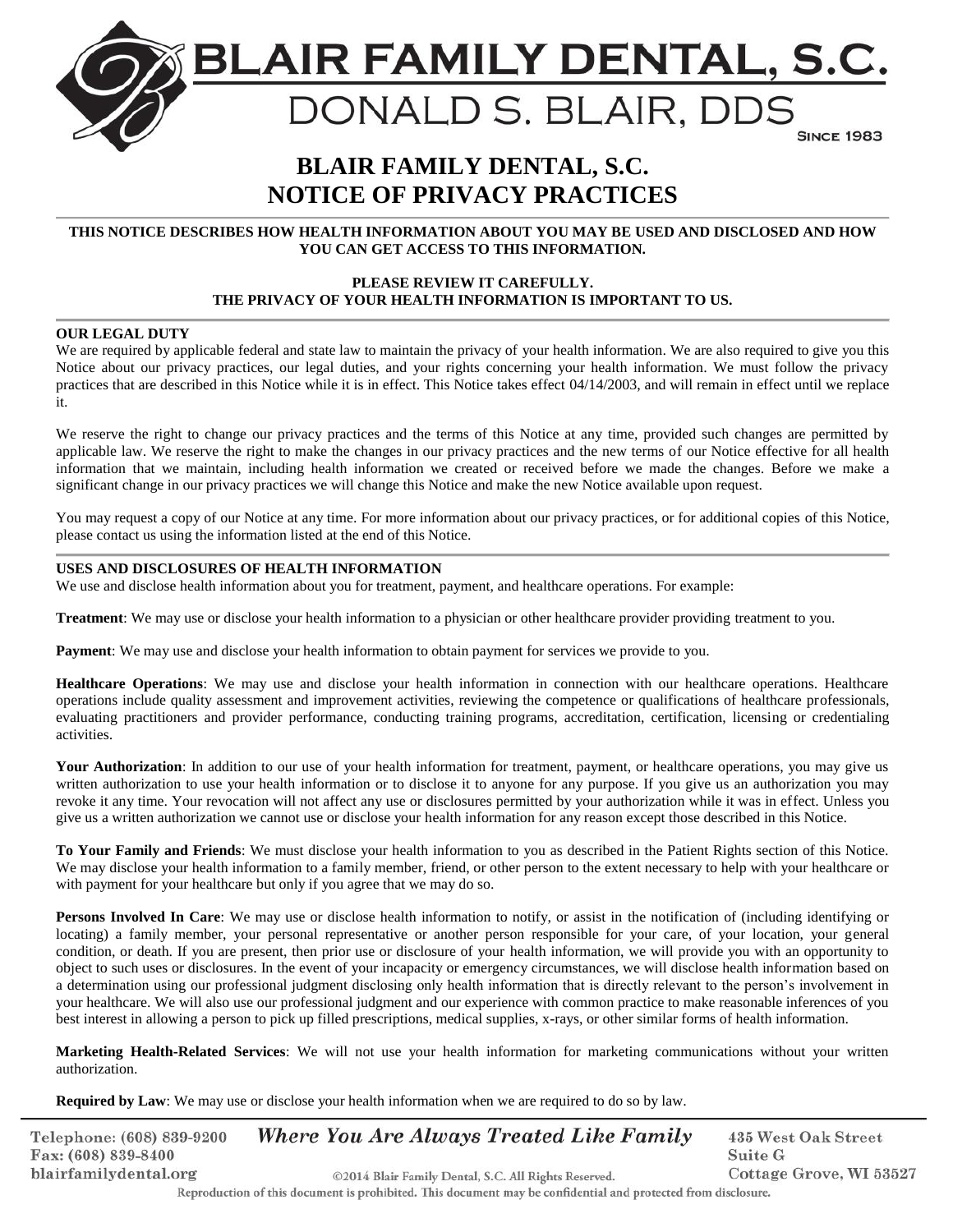# BLAIR FAMILY DENTAL, S.C.

DONALD S. BLAIR, DDS

SINCE 1983

# BLAIR FAMILY DENTAL, S.C.
# NOTICE OF PRIVACY PRACTICES

**THIS NOTICE DESCRIBES HOW HEALTH INFORMATION ABOUT YOU MAY BE USED AND DISCLOSED AND HOW YOU CAN GET ACCESS TO THIS INFORMATION.**

**PLEASE REVIEW IT CAREFULLY.**
**THE PRIVACY OF YOUR HEALTH INFORMATION IS IMPORTANT TO US.**

## OUR LEGAL DUTY

We are required by applicable federal and state law to maintain the privacy of your health information. We are also required to give you this Notice about our privacy practices, our legal duties, and your rights concerning your health information. We must follow the privacy practices that are described in this Notice while it is in effect. This Notice takes effect 04/14/2003, and will remain in effect until we replace it.

We reserve the right to change our privacy practices and the terms of this Notice at any time, provided such changes are permitted by applicable law. We reserve the right to make the changes in our privacy practices and the new terms of our Notice effective for all health information that we maintain, including health information we created or received before we made the changes. Before we make a significant change in our privacy practices we will change this Notice and make the new Notice available upon request.

You may request a copy of our Notice at any time. For more information about our privacy practices, or for additional copies of this Notice, please contact us using the information listed at the end of this Notice.

## USES AND DISCLOSURES OF HEALTH INFORMATION

We use and disclose health information about you for treatment, payment, and healthcare operations. For example:

**Treatment**: We may use or disclose your health information to a physician or other healthcare provider providing treatment to you.

**Payment**: We may use and disclose your health information to obtain payment for services we provide to you.

**Healthcare Operations**: We may use and disclose your health information in connection with our healthcare operations. Healthcare operations include quality assessment and improvement activities, reviewing the competence or qualifications of healthcare professionals, evaluating practitioners and provider performance, conducting training programs, accreditation, certification, licensing or credentialing activities.

**Your Authorization**: In addition to our use of your health information for treatment, payment, or healthcare operations, you may give us written authorization to use your health information or to disclose it to anyone for any purpose. If you give us an authorization you may revoke it any time. Your revocation will not affect any use or disclosures permitted by your authorization while it was in effect. Unless you give us a written authorization we cannot use or disclose your health information for any reason except those described in this Notice.

**To Your Family and Friends**: We must disclose your health information to you as described in the Patient Rights section of this Notice. We may disclose your health information to a family member, friend, or other person to the extent necessary to help with your healthcare or with payment for your healthcare but only if you agree that we may do so.

**Persons Involved In Care**: We may use or disclose health information to notify, or assist in the notification of (including identifying or locating) a family member, your personal representative or another person responsible for your care, of your location, your general condition, or death. If you are present, then prior use or disclosure of your health information, we will provide you with an opportunity to object to such uses or disclosures. In the event of your incapacity or emergency circumstances, we will disclose health information based on a determination using our professional judgment disclosing only health information that is directly relevant to the person's involvement in your healthcare. We will also use our professional judgment and our experience with common practice to make reasonable inferences of you best interest in allowing a person to pick up filled prescriptions, medical supplies, x-rays, or other similar forms of health information.

**Marketing Health-Related Services**: We will not use your health information for marketing communications without your written authorization.

**Required by Law**: We may use or disclose your health information when we are required to do so by law.

Telephone: (608) 839-9200
Fax: (608) 839-8400
blairfamilydental.org

*Where You Are Always Treated Like Family*

435 West Oak Street
Suite G
Cottage Grove, WI 53527

©2014 Blair Family Dental, S.C. All Rights Reserved.

Reproduction of this document is prohibited. This document may be confidential and protected from disclosure.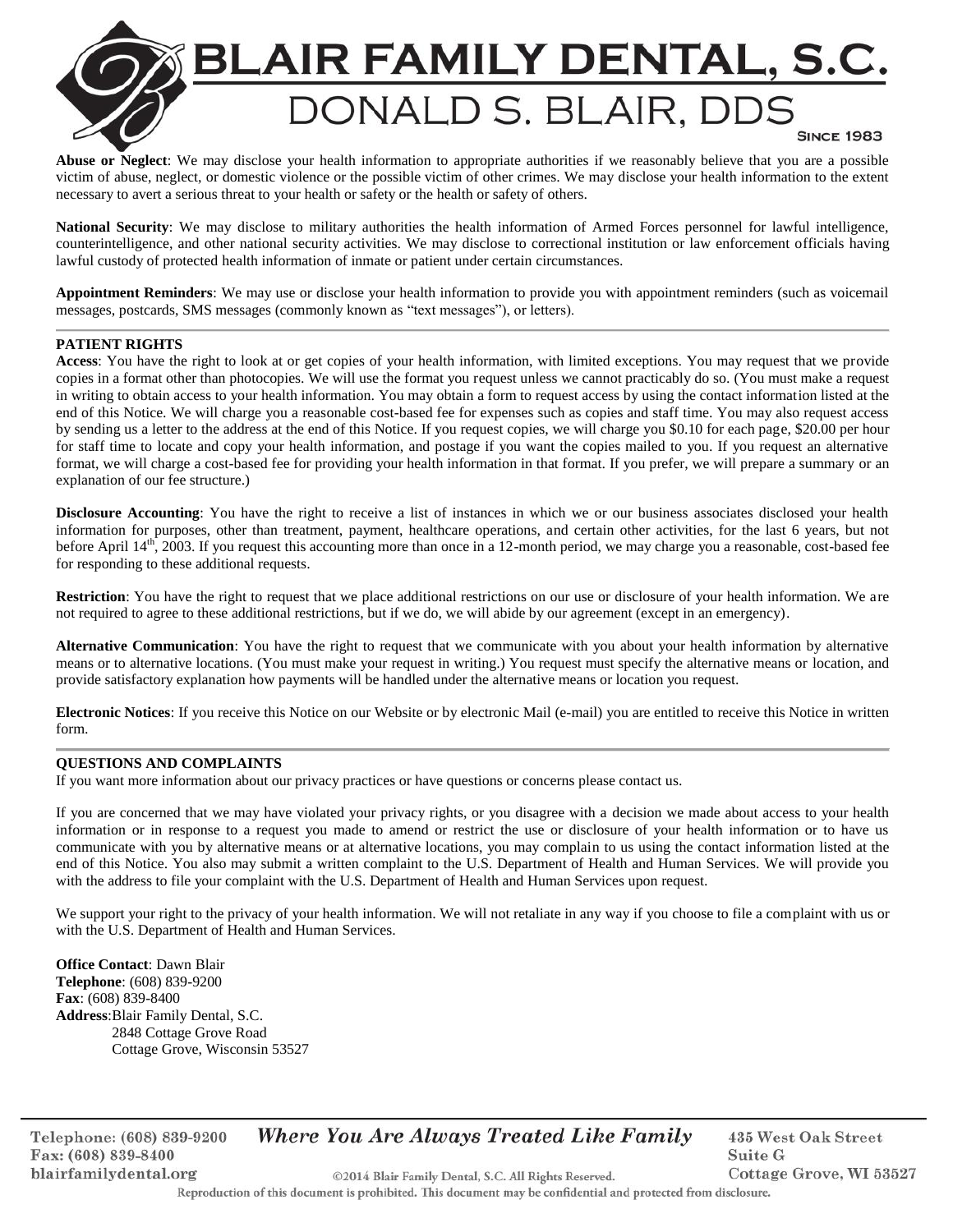**Abuse or Neglect**: We may disclose your health information to appropriate authorities if we reasonably believe that you are a possible victim of abuse, neglect, or domestic violence or the possible victim of other crimes. We may disclose your health information to the extent necessary to avert a serious threat to your health or safety or the health or safety of others.

**National Security**: We may disclose to military authorities the health information of Armed Forces personnel for lawful intelligence, counterintelligence, and other national security activities. We may disclose to correctional institution or law enforcement officials having lawful custody of protected health information of inmate or patient under certain circumstances.

**Appointment Reminders**: We may use or disclose your health information to provide you with appointment reminders (such as voicemail messages, postcards, SMS messages (commonly known as "text messages"), or letters).

## PATIENT RIGHTS

**Access**: You have the right to look at or get copies of your health information, with limited exceptions. You may request that we provide copies in a format other than photocopies. We will use the format you request unless we cannot practicably do so. (You must make a request in writing to obtain access to your health information. You may obtain a form to request access by using the contact information listed at the end of this Notice. We will charge you a reasonable cost-based fee for expenses such as copies and staff time. You may also request access by sending us a letter to the address at the end of this Notice. If you request copies, we will charge you $0.10 for each page, $20.00 per hour for staff time to locate and copy your health information, and postage if you want the copies mailed to you. If you request an alternative format, we will charge a cost-based fee for providing your health information in that format. If you prefer, we will prepare a summary or an explanation of our fee structure.)

**Disclosure Accounting**: You have the right to receive a list of instances in which we or our business associates disclosed your health information for purposes, other than treatment, payment, healthcare operations, and certain other activities, for the last 6 years, but not before April 14th, 2003. If you request this accounting more than once in a 12-month period, we may charge you a reasonable, cost-based fee for responding to these additional requests.

**Restriction**: You have the right to request that we place additional restrictions on our use or disclosure of your health information. We are not required to agree to these additional restrictions, but if we do, we will abide by our agreement (except in an emergency).

**Alternative Communication**: You have the right to request that we communicate with you about your health information by alternative means or to alternative locations. (You must make your request in writing.) You request must specify the alternative means or location, and provide satisfactory explanation how payments will be handled under the alternative means or location you request.

**Electronic Notices**: If you receive this Notice on our Website or by electronic Mail (e-mail) you are entitled to receive this Notice in written form.

## QUESTIONS AND COMPLAINTS

If you want more information about our privacy practices or have questions or concerns please contact us.

If you are concerned that we may have violated your privacy rights, or you disagree with a decision we made about access to your health information or in response to a request you made to amend or restrict the use or disclosure of your health information or to have us communicate with you by alternative means or at alternative locations, you may complain to us using the contact information listed at the end of this Notice. You also may submit a written complaint to the U.S. Department of Health and Human Services. We will provide you with the address to file your complaint with the U.S. Department of Health and Human Services upon request.

We support your right to the privacy of your health information. We will not retaliate in any way if you choose to file a complaint with us or with the U.S. Department of Health and Human Services.

**Office Contact**: Dawn Blair
**Telephone**: (608) 839-9200
**Fax**: (608) 839-8400
**Address**: Blair Family Dental, S.C.
2848 Cottage Grove Road
Cottage Grove, Wisconsin 53527